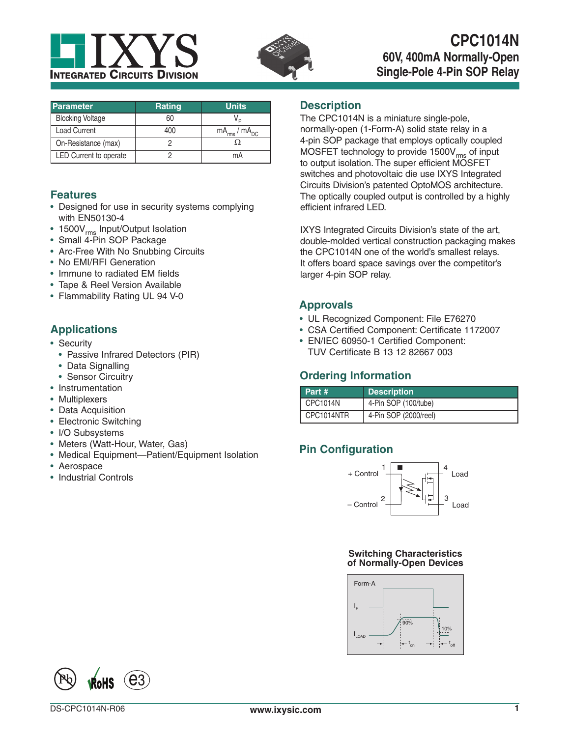# CPC1014N

## 60V, 400mA Normally-Open Single-Pole 4-Pin SOP Relay

| Parameter | Rating | Units |
|---|---|---|
| Blocking Voltage | 60 | $V_P$ |
| Load Current | 400 | $mA_{rms}$ / $mA_{DC}$ |
| On-Resistance (max) | 2 | Ω |
| LED Current to operate | 2 | mA |

## Features

- Designed for use in security systems complying with EN50130-4
- 1500$V_{rms}$ Input/Output Isolation
- Small 4-Pin SOP Package
- Arc-Free With No Snubbing Circuits
- No EMI/RFI Generation
- Immune to radiated EM fields
- Tape & Reel Version Available
- Flammability Rating UL 94 V-0

## Applications

- Security
  - Passive Infrared Detectors (PIR)
  - Data Signalling
  - Sensor Circuitry
- Instrumentation
- Multiplexers
- Data Acquisition
- Electronic Switching
- I/O Subsystems
- Meters (Watt-Hour, Water, Gas)
- Medical Equipment—Patient/Equipment Isolation
- Aerospace
- Industrial Controls

## Description

The CPC1014N is a miniature single-pole, normally-open (1-Form-A) solid state relay in a 4-pin SOP package that employs optically coupled MOSFET technology to provide 1500$V_{rms}$ of input to output isolation. The super efficient MOSFET switches and photovoltaic die use IXYS Integrated Circuits Division's patented OptoMOS architecture. The optically coupled output is controlled by a highly efficient infrared LED.

IXYS Integrated Circuits Division's state of the art, double-molded vertical construction packaging makes the CPC1014N one of the world's smallest relays. It offers board space savings over the competitor's larger 4-pin SOP relay.

## Approvals

- UL Recognized Component: File E76270
- CSA Certified Component: Certificate 1172007
- EN/IEC 60950-1 Certified Component: TUV Certificate B 13 12 82667 003

## Ordering Information

| Part # | Description |
|---|---|
| CPC1014N | 4-Pin SOP (100/tube) |
| CPC1014NTR | 4-Pin SOP (2000/reel) |

## Pin Configuration

1 + Control
2 – Control
3 Load
4 Load

**Switching Characteristics of Normally-Open Devices**

Form-A

$I_F$

$I_{LOAD}$

90%

10%

$t_{on}$

$t_{off}$

DS-CPC1014N-R06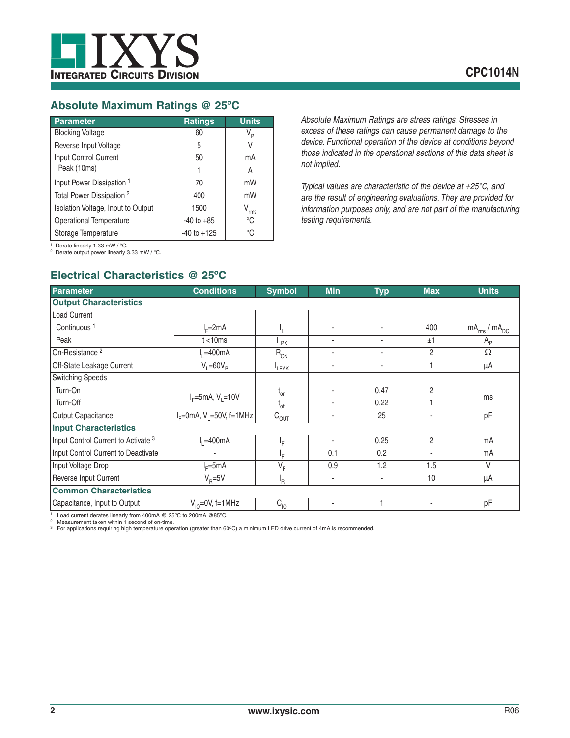## Absolute Maximum Ratings @ 25ºC

| Parameter | Ratings | Units |
|---|---|---|
| Blocking Voltage | 60 | $V_P$ |
| Reverse Input Voltage | 5 | V |
| Input Control Current | 50 | mA |
| Peak (10ms) | 1 | A |
| Input Power Dissipation [1] | 70 | mW |
| Total Power Dissipation [2] | 400 | mW |
| Isolation Voltage, Input to Output | 1500 | $V_{rms}$ |
| Operational Temperature | -40 to +85 | °C |
| Storage Temperature | -40 to +125 | °C |

[1] Derate linearly 1.33 mW / °C.
[2] Derate output power linearly 3.33 mW / °C.

*Absolute Maximum Ratings are stress ratings. Stresses in excess of these ratings can cause permanent damage to the device. Functional operation of the device at conditions beyond those indicated in the operational sections of this data sheet is not implied.*

*Typical values are characteristic of the device at +25°C, and are the result of engineering evaluations. They are provided for information purposes only, and are not part of the manufacturing testing requirements.*

## Electrical Characteristics @ 25ºC

| Parameter | Conditions | Symbol | Min | Typ | Max | Units |
|---|---|---|---|---|---|---|
| **Output Characteristics** | | | | | | |
| Load Current | | | | | | |
| Continuous [1] | $I_F$=2mA | $I_L$ | - | - | 400 | $mA_{rms}$ / $mA_{DC}$ |
| Peak | t ≤10ms | $I_{LPK}$ | - | - | ±1 | $A_P$ |
| On-Resistance [2] | $I_L$=400mA | $R_{ON}$ | - | - | 2 | Ω |
| Off-State Leakage Current | $V_L$=60$V_P$ | $I_{LEAK}$ | - | - | 1 | µA |
| Switching Speeds | | | | | | |
| Turn-On | $I_F$=5mA, $V_L$=10V | $t_{on}$ | - | 0.47 | 2 | ms |
| Turn-Off | $I_F$=5mA, $V_L$=10V | $t_{off}$ | - | 0.22 | 1 | ms |
| Output Capacitance | $I_F$=0mA, $V_L$=50V, f=1MHz | $C_{OUT}$ | - | 25 | - | pF |
| **Input Characteristics** | | | | | | |
| Input Control Current to Activate [3] | $I_L$=400mA | $I_F$ | - | 0.25 | 2 | mA |
| Input Control Current to Deactivate | - | $I_F$ | 0.1 | 0.2 | - | mA |
| Input Voltage Drop | $I_F$=5mA | $V_F$ | 0.9 | 1.2 | 1.5 | V |
| Reverse Input Current | $V_R$=5V | $I_R$ | - | - | 10 | µA |
| **Common Characteristics** | | | | | | |
| Capacitance, Input to Output | $V_{IO}$=0V, f=1MHz | $C_{IO}$ | - | 1 | - | pF |

[1] Load current derates linearly from 400mA @ 25ºC to 200mA @85ºC.
[2] Measurement taken within 1 second of on-time.
[3] For applications requiring high temperature operation (greater than 60ºC) a minimum LED drive current of 4mA is recommended.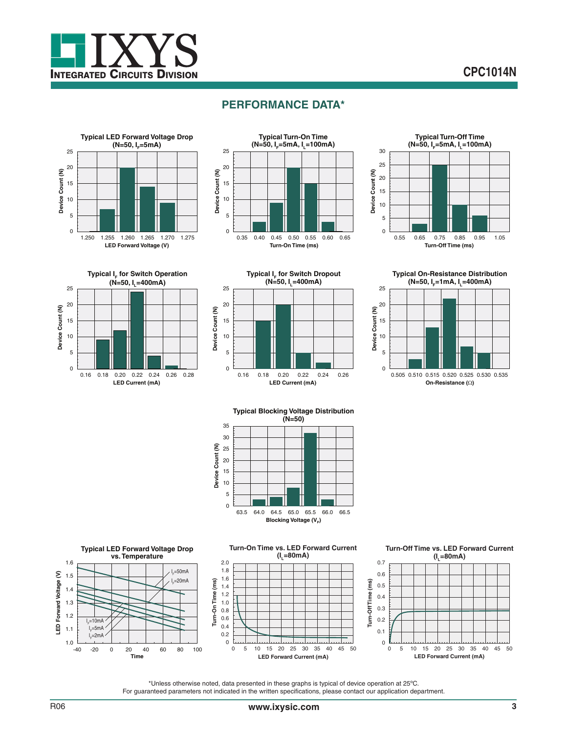## PERFORMANCE DATA*

**Typical LED Forward Voltage Drop (N=50, $I_F$=5mA)**

Device Count (N) vs. LED Forward Voltage (V): 1.250, 1.255, 1.260, 1.265, 1.270, 1.275

**Typical Turn-On Time (N=50, $I_F$=5mA, $I_L$=100mA)**

Device Count (N) vs. Turn-On Time (ms): 0.35, 0.40, 0.45, 0.50, 0.55, 0.60, 0.65

**Typical Turn-Off Time (N=50, $I_F$=5mA, $I_L$=100mA)**

Device Count (N) vs. Turn-Off Time (ms): 0.55, 0.65, 0.75, 0.85, 0.95, 1.05

**Typical $I_F$ for Switch Operation (N=50, $I_L$=400mA)**

Device Count (N) vs. LED Current (mA): 0.16, 0.18, 0.20, 0.22, 0.24, 0.26, 0.28

**Typical $I_F$ for Switch Dropout (N=50, $I_L$=400mA)**

Device Count (N) vs. LED Current (mA): 0.16, 0.18, 0.20, 0.22, 0.24, 0.26

**Typical On-Resistance Distribution (N=50, $I_F$=1mA, $I_L$=400mA)**

Device Count (N) vs. On-Resistance (Ω): 0.505, 0.510, 0.515, 0.520, 0.525, 0.530, 0.535

**Typical Blocking Voltage Distribution (N=50)**

Device Count (N) vs. Blocking Voltage ($V_P$): 63.5, 64.0, 64.5, 65.0, 65.5, 66.0, 66.5

**Typical LED Forward Voltage Drop vs. Temperature**

LED Forward Voltage (V) vs. Time; curves: $I_F$=50mA, $I_F$=20mA, $I_F$=10mA, $I_F$=5mA, $I_F$=2mA

**Turn-On Time vs. LED Forward Current ($I_L$=80mA)**

Turn-On Time (ms) vs. LED Forward Current (mA)

**Turn-Off Time vs. LED Forward Current ($I_L$=80mA)**

Turn-Off Time (ms) vs. LED Forward Current (mA)

*Unless otherwise noted, data presented in these graphs is typical of device operation at 25ºC.
For guaranteed parameters not indicated in the written specifications, please contact our application department.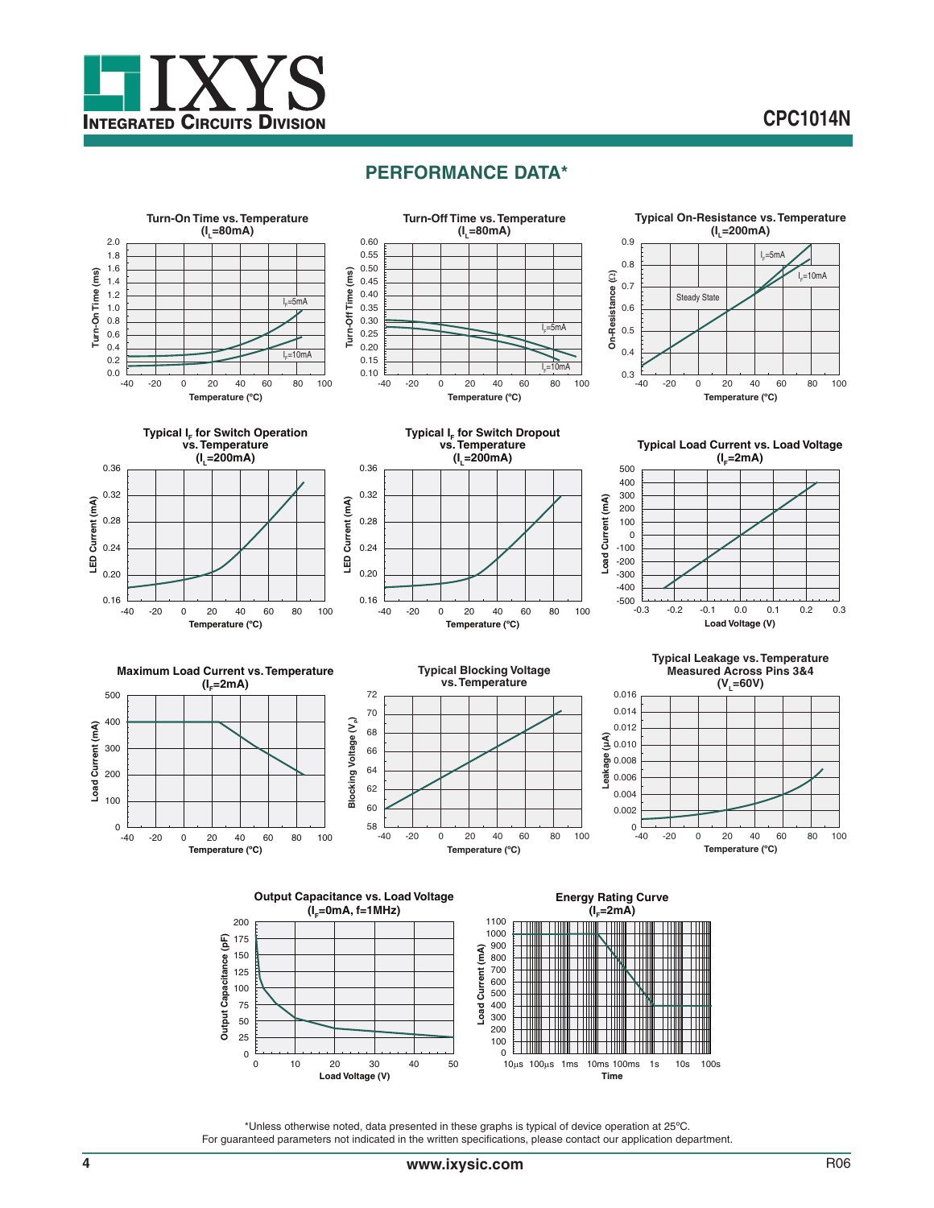## PERFORMANCE DATA*

**Turn-On Time vs. Temperature ($I_L$=80mA)**

Turn-On Time (ms) vs. Temperature (ºC); curves: $I_F$=5mA, $I_F$=10mA

**Turn-Off Time vs. Temperature ($I_L$=80mA)**

Turn-Off Time (ms) vs. Temperature (ºC); curves: $I_F$=5mA, $I_F$=10mA

**Typical On-Resistance vs. Temperature ($I_L$=200mA)**

On-Resistance (Ω) vs. Temperature (ºC); curves: $I_F$=5mA, $I_F$=10mA, Steady State

**Typical $I_F$ for Switch Operation vs. Temperature ($I_L$=200mA)**

LED Current (mA) vs. Temperature (ºC)

**Typical $I_F$ for Switch Dropout vs. Temperature ($I_L$=200mA)**

LED Current (mA) vs. Temperature (ºC)

**Typical Load Current vs. Load Voltage ($I_F$=2mA)**

Load Current (mA) vs. Load Voltage (V)

**Maximum Load Current vs. Temperature ($I_F$=2mA)**

Load Current (mA) vs. Temperature (ºC)

**Typical Blocking Voltage vs. Temperature**

Blocking Voltage ($V_P$) vs. Temperature (ºC)

**Typical Leakage vs. Temperature Measured Across Pins 3&4 ($V_L$=60V)**

Leakage (µA) vs. Temperature (ºC)

**Output Capacitance vs. Load Voltage ($I_F$=0mA, f=1MHz)**

Output Capacitance (pF) vs. Load Voltage (V)

**Energy Rating Curve ($I_F$=2mA)**

Load Current (mA) vs. Time (10µs, 100µs, 1ms, 10ms, 100ms, 1s, 10s, 100s)

*Unless otherwise noted, data presented in these graphs is typical of device operation at 25ºC.
For guaranteed parameters not indicated in the written specifications, please contact our application department.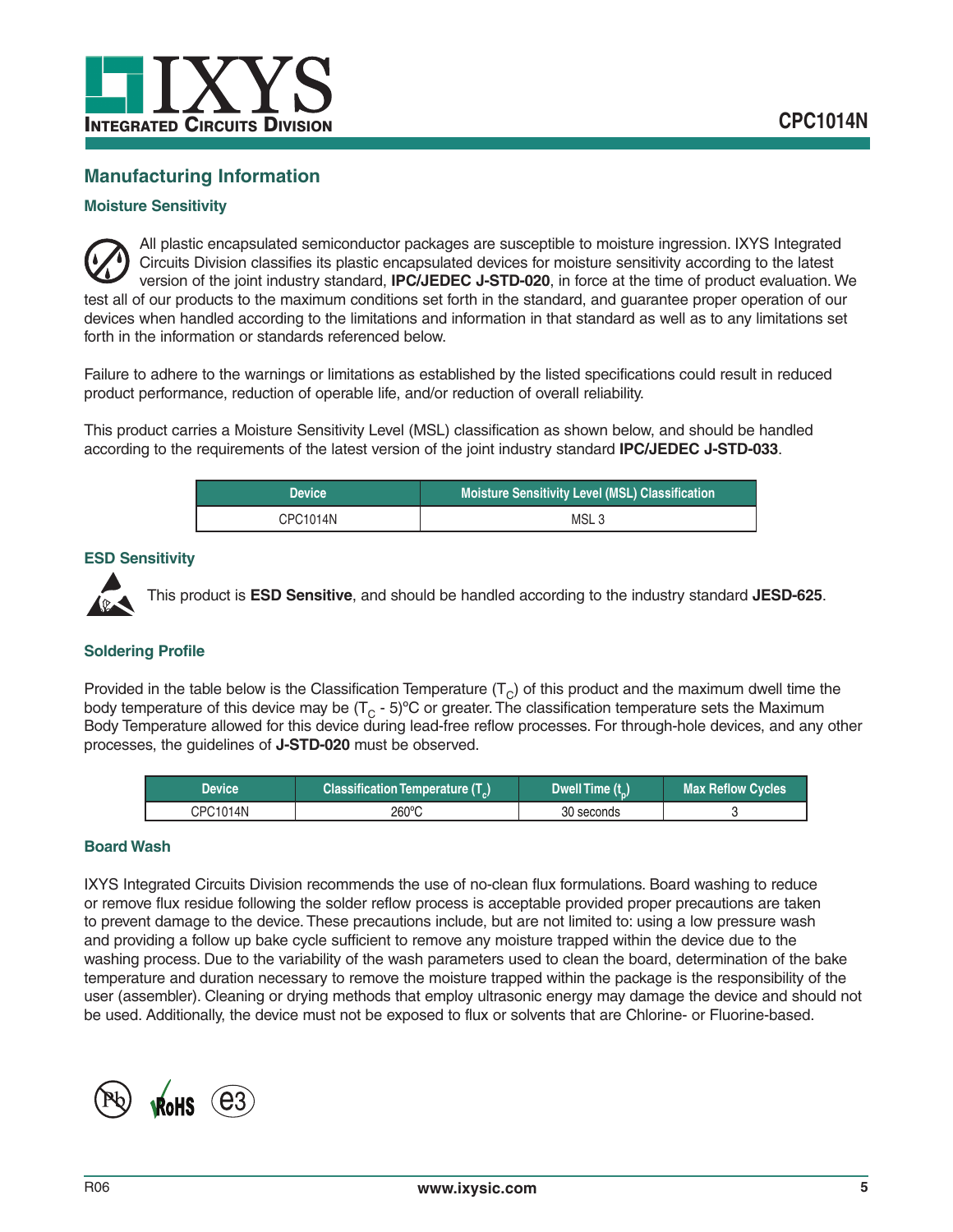## Manufacturing Information

### Moisture Sensitivity

All plastic encapsulated semiconductor packages are susceptible to moisture ingression. IXYS Integrated Circuits Division classifies its plastic encapsulated devices for moisture sensitivity according to the latest version of the joint industry standard, **IPC/JEDEC J-STD-020**, in force at the time of product evaluation. We test all of our products to the maximum conditions set forth in the standard, and guarantee proper operation of our devices when handled according to the limitations and information in that standard as well as to any limitations set forth in the information or standards referenced below.

Failure to adhere to the warnings or limitations as established by the listed specifications could result in reduced product performance, reduction of operable life, and/or reduction of overall reliability.

This product carries a Moisture Sensitivity Level (MSL) classification as shown below, and should be handled according to the requirements of the latest version of the joint industry standard **IPC/JEDEC J-STD-033**.

| Device | Moisture Sensitivity Level (MSL) Classification |
|---|---|
| CPC1014N | MSL 3 |

### ESD Sensitivity

This product is **ESD Sensitive**, and should be handled according to the industry standard **JESD-625**.

### Soldering Profile

Provided in the table below is the Classification Temperature ($T_C$) of this product and the maximum dwell time the body temperature of this device may be ($T_C$ - 5)ºC or greater. The classification temperature sets the Maximum Body Temperature allowed for this device during lead-free reflow processes. For through-hole devices, and any other processes, the guidelines of **J-STD-020** must be observed.

| Device | Classification Temperature ($T_c$) | Dwell Time ($t_p$) | Max Reflow Cycles |
|---|---|---|---|
| CPC1014N | 260ºC | 30 seconds | 3 |

### Board Wash

IXYS Integrated Circuits Division recommends the use of no-clean flux formulations. Board washing to reduce or remove flux residue following the solder reflow process is acceptable provided proper precautions are taken to prevent damage to the device. These precautions include, but are not limited to: using a low pressure wash and providing a follow up bake cycle sufficient to remove any moisture trapped within the device due to the washing process. Due to the variability of the wash parameters used to clean the board, determination of the bake temperature and duration necessary to remove the moisture trapped within the package is the responsibility of the user (assembler). Cleaning or drying methods that employ ultrasonic energy may damage the device and should not be used. Additionally, the device must not be exposed to flux or solvents that are Chlorine- or Fluorine-based.

Pb RoHS e3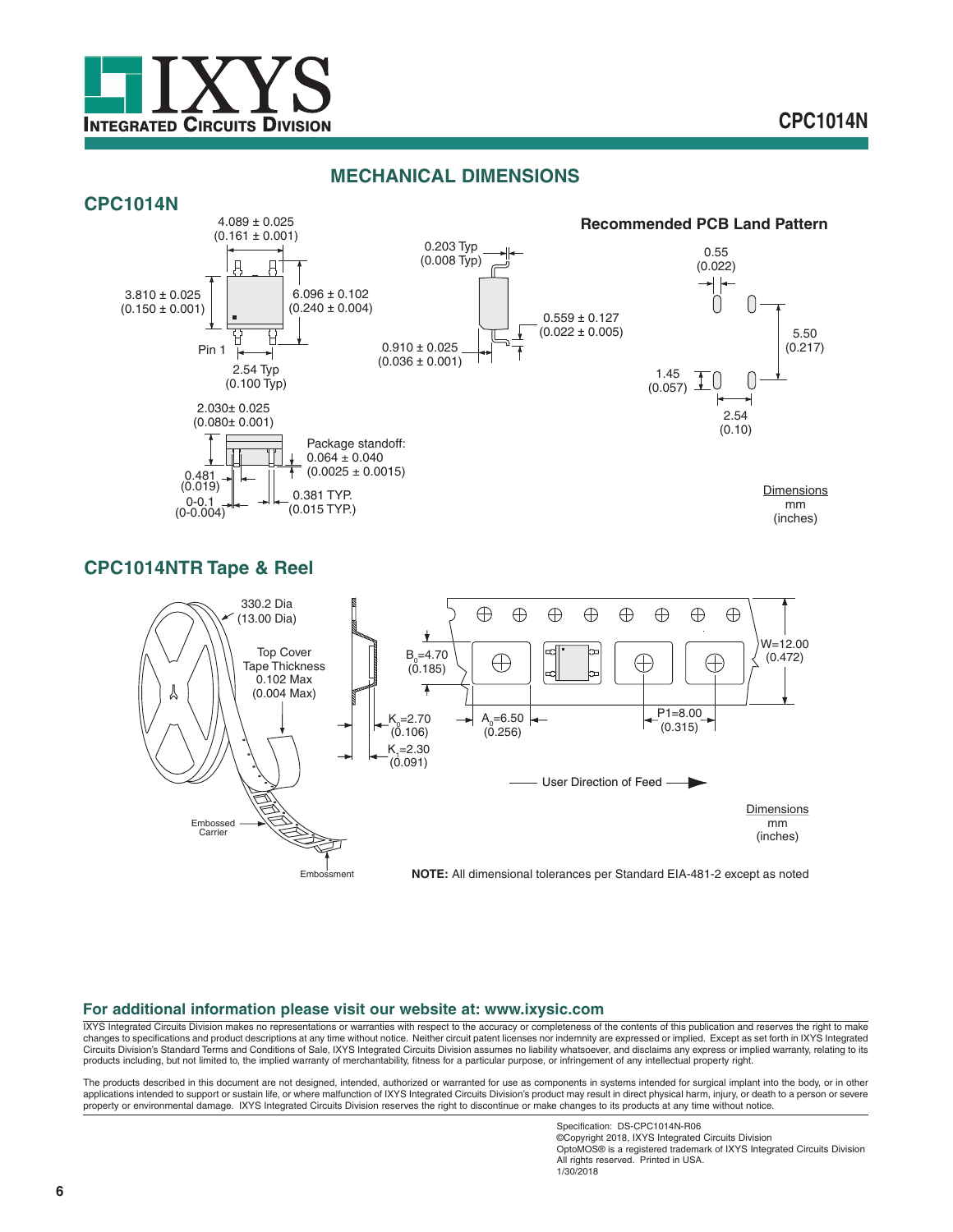## MECHANICAL DIMENSIONS

### CPC1014N

4.089 ± 0.025
(0.161 ± 0.001)

3.810 ± 0.025
(0.150 ± 0.001)

6.096 ± 0.102
(0.240 ± 0.004)

Pin 1

2.54 Typ
(0.100 Typ)

0.203 Typ
(0.008 Typ)

0.559 ± 0.127
(0.022 ± 0.005)

0.910 ± 0.025
(0.036 ± 0.001)

2.030± 0.025
(0.080± 0.001)

Package standoff:
0.064 ± 0.040
(0.0025 ± 0.0015)

0.481
(0.019)

0-0.1
(0-0.004)

0.381 TYP.
(0.015 TYP.)

**Recommended PCB Land Pattern**

0.55
(0.022)

5.50
(0.217)

1.45
(0.057)

2.54
(0.10)

Dimensions
mm
(inches)

### CPC1014NTR Tape & Reel

330.2 Dia
(13.00 Dia)

Top Cover
Tape Thickness
0.102 Max
(0.004 Max)

Embossed
Carrier

Embossment

$B_0$=4.70
(0.185)

$K_0$=2.70
(0.106)

$K_1$=2.30
(0.091)

$A_0$=6.50
(0.256)

P1=8.00
(0.315)

W=12.00
(0.472)

User Direction of Feed

Dimensions
mm
(inches)

**NOTE:** All dimensional tolerances per Standard EIA-481-2 except as noted

### For additional information please visit our website at: www.ixysic.com

IXYS Integrated Circuits Division makes no representations or warranties with respect to the accuracy or completeness of the contents of this publication and reserves the right to make changes to specifications and product descriptions at any time without notice. Neither circuit patent licenses nor indemnity are expressed or implied. Except as set forth in IXYS Integrated Circuits Division's Standard Terms and Conditions of Sale, IXYS Integrated Circuits Division assumes no liability whatsoever, and disclaims any express or implied warranty, relating to its products including, but not limited to, the implied warranty of merchantability, fitness for a particular purpose, or infringement of any intellectual property right.

The products described in this document are not designed, intended, authorized or warranted for use as components in systems intended for surgical implant into the body, or in other applications intended to support or sustain life, or where malfunction of IXYS Integrated Circuits Division's product may result in direct physical harm, injury, or death to a person or severe property or environmental damage. IXYS Integrated Circuits Division reserves the right to discontinue or make changes to its products at any time without notice.

Specification: DS-CPC1014N-R06
©Copyright 2018, IXYS Integrated Circuits Division
OptoMOS® is a registered trademark of IXYS Integrated Circuits Division
All rights reserved. Printed in USA.
1/30/2018